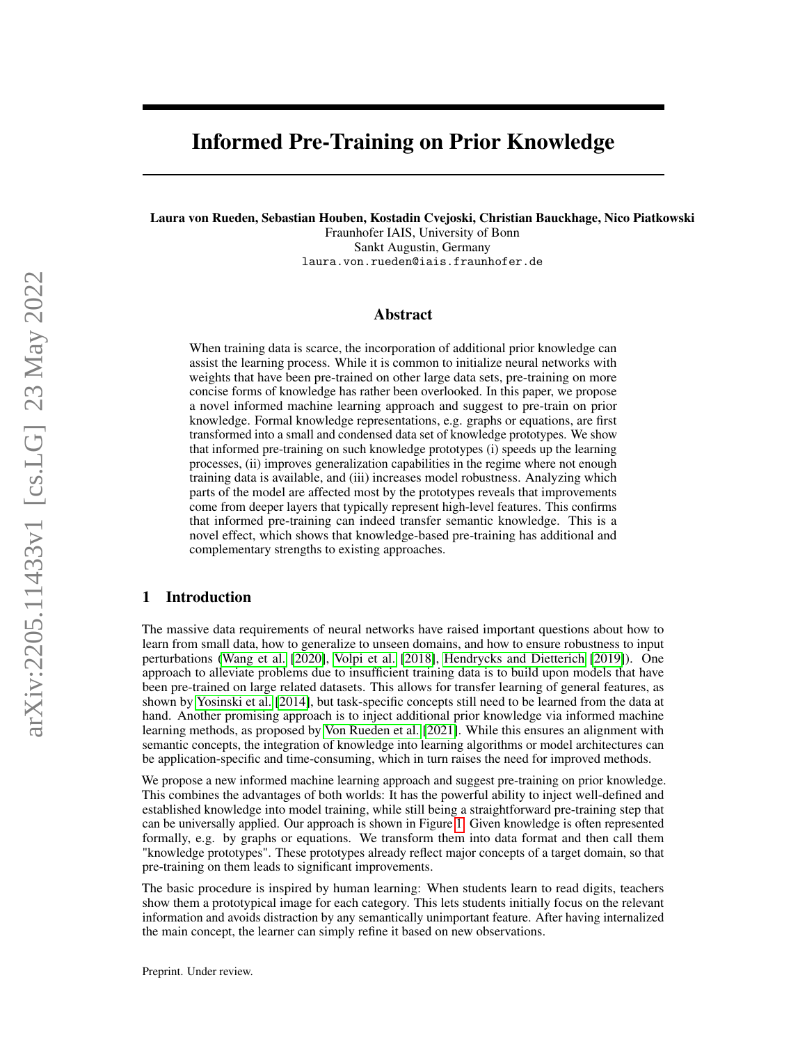# Informed Pre-Training on Prior Knowledge

**Laura von Rueden, Sebastian Houben, Kostadin Cvejoski, Christian Bauckhage, Nico Piatkowski**
Fraunhofer IAIS, University of Bonn
Sankt Augustin, Germany
`laura.von.rueden@iais.fraunhofer.de`

## Abstract

When training data is scarce, the incorporation of additional prior knowledge can assist the learning process. While it is common to initialize neural networks with weights that have been pre-trained on other large data sets, pre-training on more concise forms of knowledge has rather been overlooked. In this paper, we propose a novel informed machine learning approach and suggest to pre-train on prior knowledge. Formal knowledge representations, e.g. graphs or equations, are first transformed into a small and condensed data set of knowledge prototypes. We show that informed pre-training on such knowledge prototypes (i) speeds up the learning processes, (ii) improves generalization capabilities in the regime where not enough training data is available, and (iii) increases model robustness. Analyzing which parts of the model are affected most by the prototypes reveals that improvements come from deeper layers that typically represent high-level features. This confirms that informed pre-training can indeed transfer semantic knowledge. This is a novel effect, which shows that knowledge-based pre-training has additional and complementary strengths to existing approaches.

## 1 Introduction

The massive data requirements of neural networks have raised important questions about how to learn from small data, how to generalize to unseen domains, and how to ensure robustness to input perturbations (Wang et al. [2020], Volpi et al. [2018], Hendrycks and Dietterich [2019]). One approach to alleviate problems due to insufficient training data is to build upon models that have been pre-trained on large related datasets. This allows for transfer learning of general features, as shown by Yosinski et al. [2014], but task-specific concepts still need to be learned from the data at hand. Another promising approach is to inject additional prior knowledge via informed machine learning methods, as proposed by Von Rueden et al. [2021]. While this ensures an alignment with semantic concepts, the integration of knowledge into learning algorithms or model architectures can be application-specific and time-consuming, which in turn raises the need for improved methods.

We propose a new informed machine learning approach and suggest pre-training on prior knowledge. This combines the advantages of both worlds: It has the powerful ability to inject well-defined and established knowledge into model training, while still being a straightforward pre-training step that can be universally applied. Our approach is shown in Figure 1. Given knowledge is often represented formally, e.g. by graphs or equations. We transform them into data format and then call them "knowledge prototypes". These prototypes already reflect major concepts of a target domain, so that pre-training on them leads to significant improvements.

The basic procedure is inspired by human learning: When students learn to read digits, teachers show them a prototypical image for each category. This lets students initially focus on the relevant information and avoids distraction by any semantically unimportant feature. After having internalized the main concept, the learner can simply refine it based on new observations.

Preprint. Under review.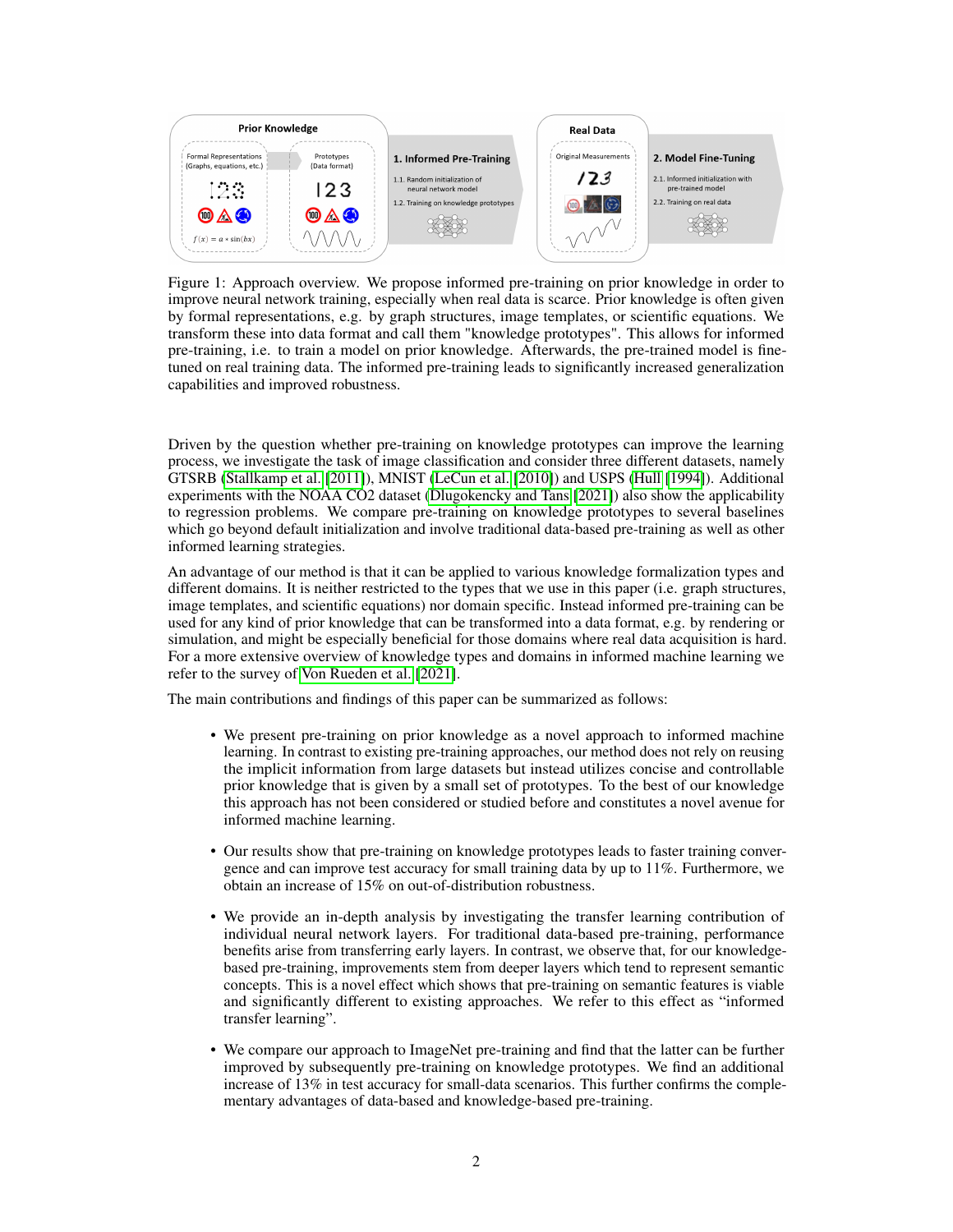Figure 1: Approach overview. We propose informed pre-training on prior knowledge in order to improve neural network training, especially when real data is scarce. Prior knowledge is often given by formal representations, e.g. by graph structures, image templates, or scientific equations. We transform these into data format and call them "knowledge prototypes". This allows for informed pre-training, i.e. to train a model on prior knowledge. Afterwards, the pre-trained model is fine-tuned on real training data. The informed pre-training leads to significantly increased generalization capabilities and improved robustness.

Driven by the question whether pre-training on knowledge prototypes can improve the learning process, we investigate the task of image classification and consider three different datasets, namely GTSRB (Stallkamp et al. [2011]), MNIST (LeCun et al. [2010]) and USPS (Hull [1994]). Additional experiments with the NOAA CO2 dataset (Dlugokencky and Tans [2021]) also show the applicability to regression problems. We compare pre-training on knowledge prototypes to several baselines which go beyond default initialization and involve traditional data-based pre-training as well as other informed learning strategies.

An advantage of our method is that it can be applied to various knowledge formalization types and different domains. It is neither restricted to the types that we use in this paper (i.e. graph structures, image templates, and scientific equations) nor domain specific. Instead informed pre-training can be used for any kind of prior knowledge that can be transformed into a data format, e.g. by rendering or simulation, and might be especially beneficial for those domains where real data acquisition is hard. For a more extensive overview of knowledge types and domains in informed machine learning we refer to the survey of Von Rueden et al. [2021].

The main contributions and findings of this paper can be summarized as follows:

- We present pre-training on prior knowledge as a novel approach to informed machine learning. In contrast to existing pre-training approaches, our method does not rely on reusing the implicit information from large datasets but instead utilizes concise and controllable prior knowledge that is given by a small set of prototypes. To the best of our knowledge this approach has not been considered or studied before and constitutes a novel avenue for informed machine learning.
- Our results show that pre-training on knowledge prototypes leads to faster training convergence and can improve test accuracy for small training data by up to 11%. Furthermore, we obtain an increase of 15% on out-of-distribution robustness.
- We provide an in-depth analysis by investigating the transfer learning contribution of individual neural network layers. For traditional data-based pre-training, performance benefits arise from transferring early layers. In contrast, we observe that, for our knowledge-based pre-training, improvements stem from deeper layers which tend to represent semantic concepts. This is a novel effect which shows that pre-training on semantic features is viable and significantly different to existing approaches. We refer to this effect as "informed transfer learning".
- We compare our approach to ImageNet pre-training and find that the latter can be further improved by subsequently pre-training on knowledge prototypes. We find an additional increase of 13% in test accuracy for small-data scenarios. This further confirms the complementary advantages of data-based and knowledge-based pre-training.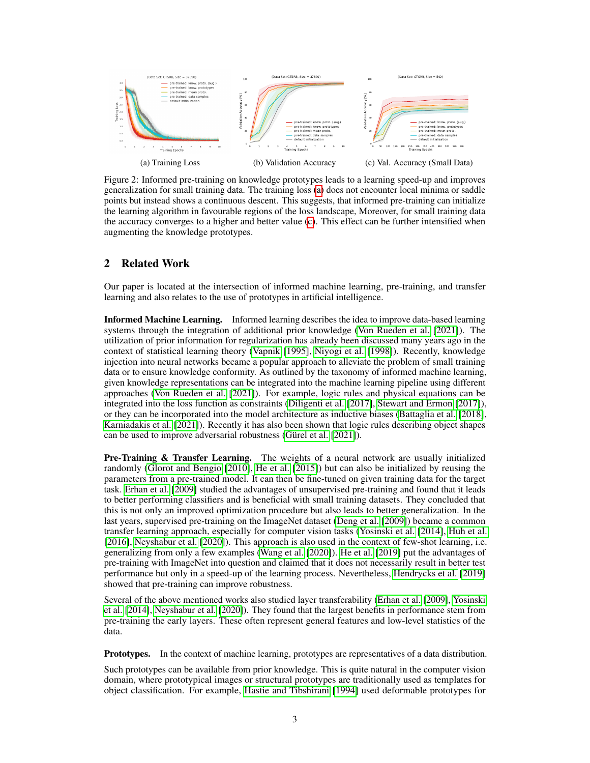(a) Training Loss (b) Validation Accuracy (c) Val. Accuracy (Small Data)

Figure 2: Informed pre-training on knowledge prototypes leads to a learning speed-up and improves generalization for small training data. The training loss (a) does not encounter local minima or saddle points but instead shows a continuous descent. This suggests, that informed pre-training can initialize the learning algorithm in favourable regions of the loss landscape, Moreover, for small training data the accuracy converges to a higher and better value (c). This effect can be further intensified when augmenting the knowledge prototypes.

## 2 Related Work

Our paper is located at the intersection of informed machine learning, pre-training, and transfer learning and also relates to the use of prototypes in artificial intelligence.

**Informed Machine Learning.** Informed learning describes the idea to improve data-based learning systems through the integration of additional prior knowledge (Von Rueden et al. [2021]). The utilization of prior information for regularization has already been discussed many years ago in the context of statistical learning theory (Vapnik [1995], Niyogi et al. [1998]). Recently, knowledge injection into neural networks became a popular approach to alleviate the problem of small training data or to ensure knowledge conformity. As outlined by the taxonomy of informed machine learning, given knowledge representations can be integrated into the machine learning pipeline using different approaches (Von Rueden et al. [2021]). For example, logic rules and physical equations can be integrated into the loss function as constraints (Diligenti et al. [2017], Stewart and Ermon [2017]), or they can be incorporated into the model architecture as inductive biases (Battaglia et al. [2018], Karniadakis et al. [2021]). Recently it has also been shown that logic rules describing object shapes can be used to improve adversarial robustness (Gürel et al. [2021]).

**Pre-Training & Transfer Learning.** The weights of a neural network are usually initialized randomly (Glorot and Bengio [2010], He et al. [2015]) but can also be initialized by reusing the parameters from a pre-trained model. It can then be fine-tuned on given training data for the target task. Erhan et al. [2009] studied the advantages of unsupervised pre-training and found that it leads to better performing classifiers and is beneficial with small training datasets. They concluded that this is not only an improved optimization procedure but also leads to better generalization. In the last years, supervised pre-training on the ImageNet dataset (Deng et al. [2009]) became a common transfer learning approach, especially for computer vision tasks (Yosinski et al. [2014], Huh et al. [2016], Neyshabur et al. [2020]). This approach is also used in the context of few-shot learning, i.e. generalizing from only a few examples (Wang et al. [2020]). He et al. [2019] put the advantages of pre-training with ImageNet into question and claimed that it does not necessarily result in better test performance but only in a speed-up of the learning process. Nevertheless, Hendrycks et al. [2019] showed that pre-training can improve robustness.

Several of the above mentioned works also studied layer transferability (Erhan et al. [2009], Yosinski et al. [2014], Neyshabur et al. [2020]). They found that the largest benefits in performance stem from pre-training the early layers. These often represent general features and low-level statistics of the data.

**Prototypes.** In the context of machine learning, prototypes are representatives of a data distribution.

Such prototypes can be available from prior knowledge. This is quite natural in the computer vision domain, where prototypical images or structural prototypes are traditionally used as templates for object classification. For example, Hastie and Tibshirani [1994] used deformable prototypes for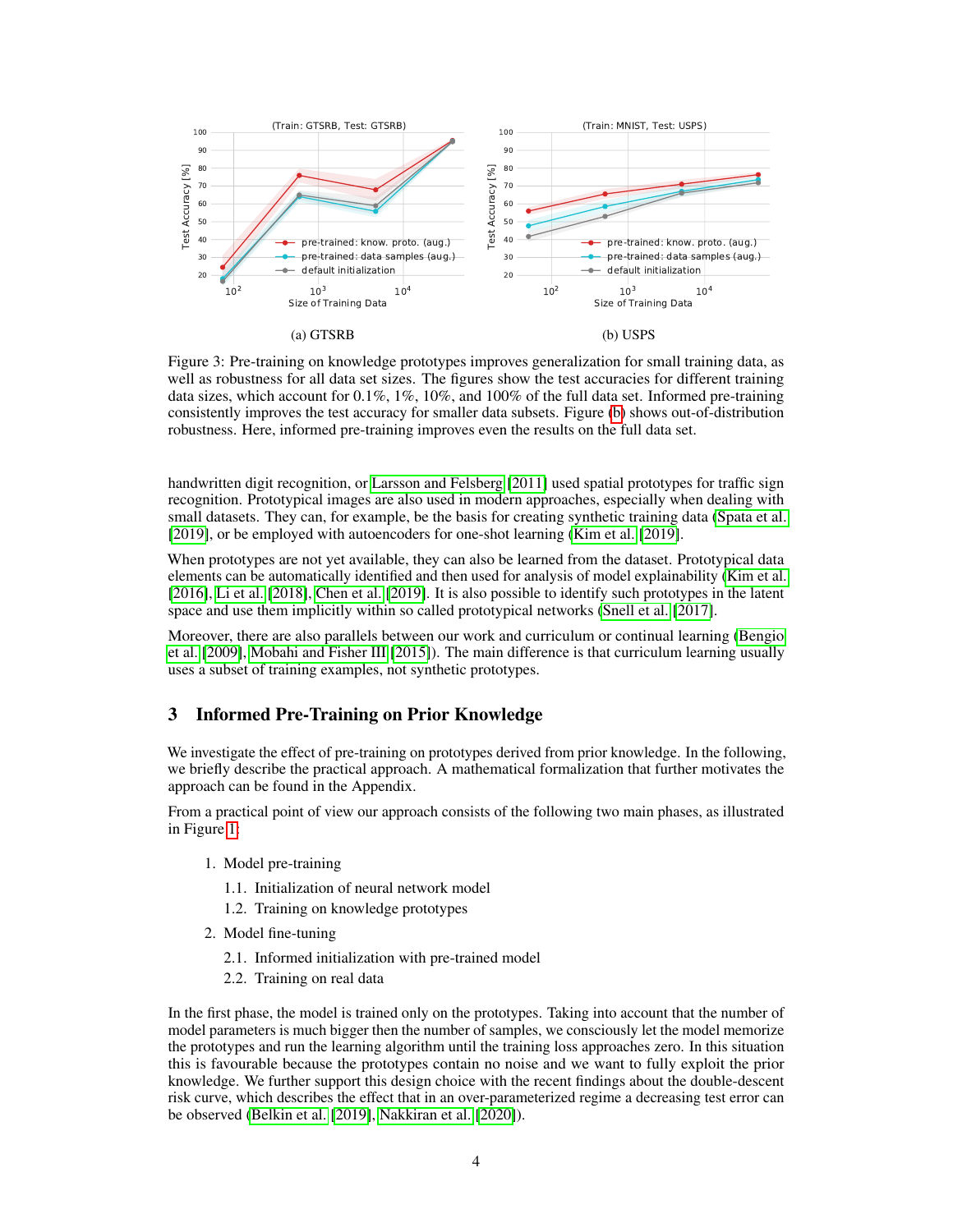(a) GTSRB

(b) USPS

Figure 3: Pre-training on knowledge prototypes improves generalization for small training data, as well as robustness for all data set sizes. The figures show the test accuracies for different training data sizes, which account for 0.1%, 1%, 10%, and 100% of the full data set. Informed pre-training consistently improves the test accuracy for smaller data subsets. Figure (b) shows out-of-distribution robustness. Here, informed pre-training improves even the results on the full data set.

handwritten digit recognition, or Larsson and Felsberg [2011] used spatial prototypes for traffic sign recognition. Prototypical images are also used in modern approaches, especially when dealing with small datasets. They can, for example, be the basis for creating synthetic training data (Spata et al. [2019], or be employed with autoencoders for one-shot learning (Kim et al. [2019].

When prototypes are not yet available, they can also be learned from the dataset. Prototypical data elements can be automatically identified and then used for analysis of model explainability (Kim et al. [2016], Li et al. [2018], Chen et al. [2019]. It is also possible to identify such prototypes in the latent space and use them implicitly within so called prototypical networks (Snell et al. [2017].

Moreover, there are also parallels between our work and curriculum or continual learning (Bengio et al. [2009], Mobahi and Fisher III [2015]). The main difference is that curriculum learning usually uses a subset of training examples, not synthetic prototypes.

## 3 Informed Pre-Training on Prior Knowledge

We investigate the effect of pre-training on prototypes derived from prior knowledge. In the following, we briefly describe the practical approach. A mathematical formalization that further motivates the approach can be found in the Appendix.

From a practical point of view our approach consists of the following two main phases, as illustrated in Figure 1:

1. Model pre-training
   1.1. Initialization of neural network model
   1.2. Training on knowledge prototypes
2. Model fine-tuning
   2.1. Informed initialization with pre-trained model
   2.2. Training on real data

In the first phase, the model is trained only on the prototypes. Taking into account that the number of model parameters is much bigger then the number of samples, we consciously let the model memorize the prototypes and run the learning algorithm until the training loss approaches zero. In this situation this is favourable because the prototypes contain no noise and we want to fully exploit the prior knowledge. We further support this design choice with the recent findings about the double-descent risk curve, which describes the effect that in an over-parameterized regime a decreasing test error can be observed (Belkin et al. [2019], Nakkiran et al. [2020]).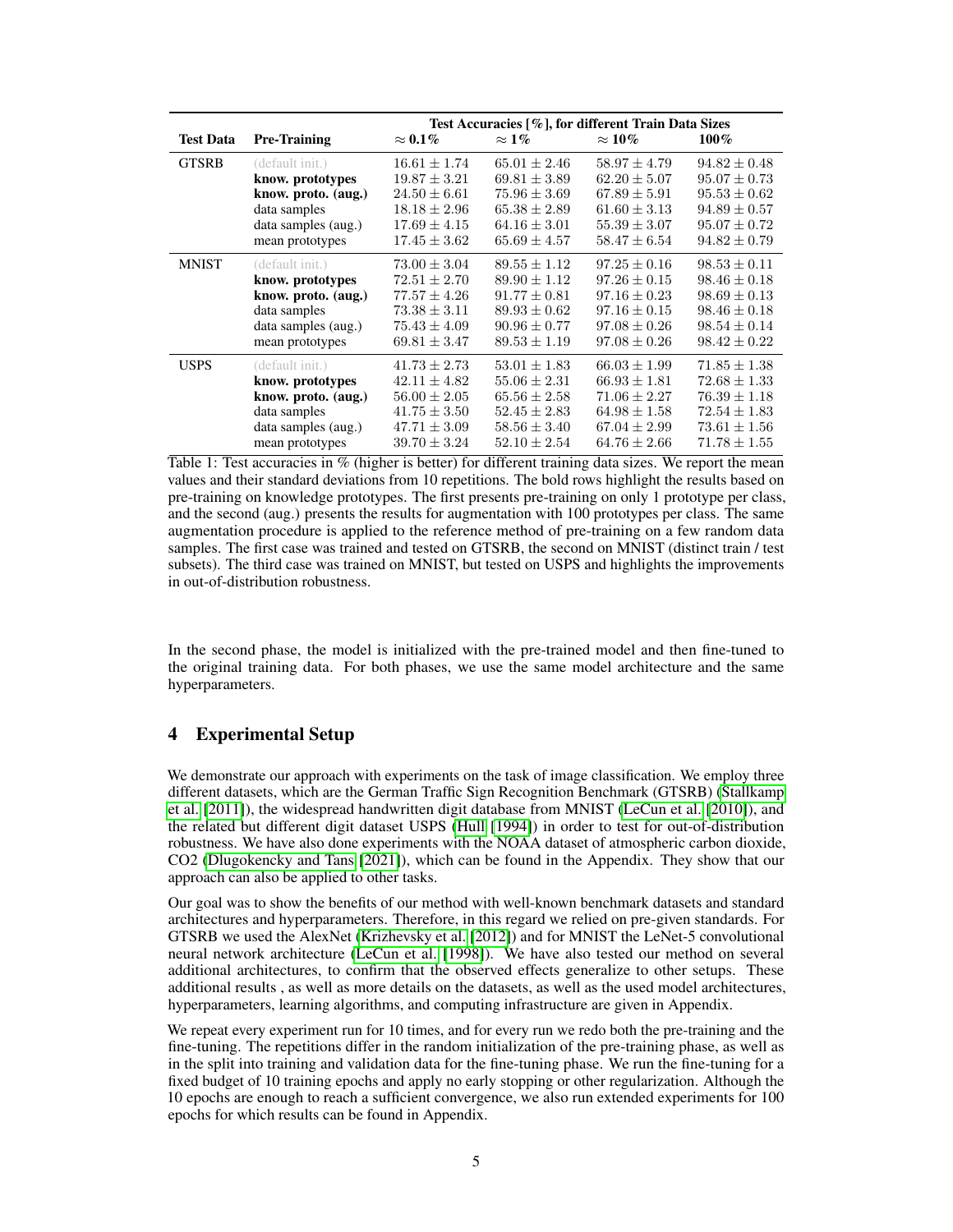| Test Data | Pre-Training | Test Accuracies [%], for different Train Data Sizes | | | |
|---|---|---|---|---|---|
| | | $\approx$ **0.1%** | $\approx$ **1%** | $\approx$ **10%** | **100%** |
| GTSRB | (default init.) | $16.61 \pm 1.74$ | $65.01 \pm 2.46$ | $58.97 \pm 4.79$ | $94.82 \pm 0.48$ |
| | **know. prototypes** | $19.87 \pm 3.21$ | $69.81 \pm 3.89$ | $62.20 \pm 5.07$ | $95.07 \pm 0.73$ |
| | **know. proto. (aug.)** | $24.50 \pm 6.61$ | $75.96 \pm 3.69$ | $67.89 \pm 5.91$ | $95.53 \pm 0.62$ |
| | data samples | $18.18 \pm 2.96$ | $65.38 \pm 2.89$ | $61.60 \pm 3.13$ | $94.89 \pm 0.57$ |
| | data samples (aug.) | $17.69 \pm 4.15$ | $64.16 \pm 3.01$ | $55.39 \pm 3.07$ | $95.07 \pm 0.72$ |
| | mean prototypes | $17.45 \pm 3.62$ | $65.69 \pm 4.57$ | $58.47 \pm 6.54$ | $94.82 \pm 0.79$ |
| MNIST | (default init.) | $73.00 \pm 3.04$ | $89.55 \pm 1.12$ | $97.25 \pm 0.16$ | $98.53 \pm 0.11$ |
| | **know. prototypes** | $72.51 \pm 2.70$ | $89.90 \pm 1.12$ | $97.26 \pm 0.15$ | $98.46 \pm 0.18$ |
| | **know. proto. (aug.)** | $77.57 \pm 4.26$ | $91.77 \pm 0.81$ | $97.16 \pm 0.23$ | $98.69 \pm 0.13$ |
| | data samples | $73.38 \pm 3.11$ | $89.93 \pm 0.62$ | $97.16 \pm 0.15$ | $98.46 \pm 0.18$ |
| | data samples (aug.) | $75.43 \pm 4.09$ | $90.96 \pm 0.77$ | $97.08 \pm 0.26$ | $98.54 \pm 0.14$ |
| | mean prototypes | $69.81 \pm 3.47$ | $89.53 \pm 1.19$ | $97.08 \pm 0.26$ | $98.42 \pm 0.22$ |
| USPS | (default init.) | $41.73 \pm 2.73$ | $53.01 \pm 1.83$ | $66.03 \pm 1.99$ | $71.85 \pm 1.38$ |
| | **know. prototypes** | $42.11 \pm 4.82$ | $55.06 \pm 2.31$ | $66.93 \pm 1.81$ | $72.68 \pm 1.33$ |
| | **know. proto. (aug.)** | $56.00 \pm 2.05$ | $65.56 \pm 2.58$ | $71.06 \pm 2.27$ | $76.39 \pm 1.18$ |
| | data samples | $41.75 \pm 3.50$ | $52.45 \pm 2.83$ | $64.98 \pm 1.58$ | $72.54 \pm 1.83$ |
| | data samples (aug.) | $47.71 \pm 3.09$ | $58.56 \pm 3.40$ | $67.04 \pm 2.99$ | $73.61 \pm 1.56$ |
| | mean prototypes | $39.70 \pm 3.24$ | $52.10 \pm 2.54$ | $64.76 \pm 2.66$ | $71.78 \pm 1.55$ |

Table 1: Test accuracies in % (higher is better) for different training data sizes. We report the mean values and their standard deviations from 10 repetitions. The bold rows highlight the results based on pre-training on knowledge prototypes. The first presents pre-training on only 1 prototype per class, and the second (aug.) presents the results for augmentation with 100 prototypes per class. The same augmentation procedure is applied to the reference method of pre-training on a few random data samples. The first case was trained and tested on GTSRB, the second on MNIST (distinct train / test subsets). The third case was trained on MNIST, but tested on USPS and highlights the improvements in out-of-distribution robustness.

In the second phase, the model is initialized with the pre-trained model and then fine-tuned to the original training data. For both phases, we use the same model architecture and the same hyperparameters.

## 4 Experimental Setup

We demonstrate our approach with experiments on the task of image classification. We employ three different datasets, which are the German Traffic Sign Recognition Benchmark (GTSRB) (Stallkamp et al. [2011]), the widespread handwritten digit database from MNIST (LeCun et al. [2010]), and the related but different digit dataset USPS (Hull [1994]) in order to test for out-of-distribution robustness. We have also done experiments with the NOAA dataset of atmospheric carbon dioxide, $CO_2$ (Dlugokencky and Tans [2021]), which can be found in the Appendix. They show that our approach can also be applied to other tasks.

Our goal was to show the benefits of our method with well-known benchmark datasets and standard architectures and hyperparameters. Therefore, in this regard we relied on pre-given standards. For GTSRB we used the AlexNet (Krizhevsky et al. [2012]) and for MNIST the LeNet-5 convolutional neural network architecture (LeCun et al. [1998]). We have also tested our method on several additional architectures, to confirm that the observed effects generalize to other setups. These additional results , as well as more details on the datasets, as well as the used model architectures, hyperparameters, learning algorithms, and computing infrastructure are given in Appendix.

We repeat every experiment run for 10 times, and for every run we redo both the pre-training and the fine-tuning. The repetitions differ in the random initialization of the pre-training phase, as well as in the split into training and validation data for the fine-tuning phase. We run the fine-tuning for a fixed budget of 10 training epochs and apply no early stopping or other regularization. Although the 10 epochs are enough to reach a sufficient convergence, we also run extended experiments for 100 epochs for which results can be found in Appendix.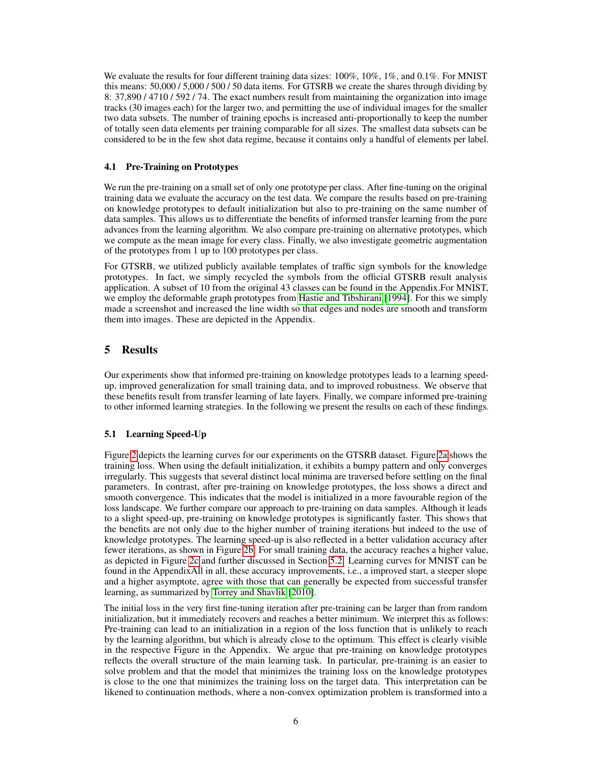We evaluate the results for four different training data sizes: 100%, 10%, 1%, and 0.1%. For MNIST this means: 50,000 / 5,000 / 500 / 50 data items. For GTSRB we create the shares through dividing by 8: 37,890 / 4710 / 592 / 74. The exact numbers result from maintaining the organization into image tracks (30 images each) for the larger two, and permitting the use of individual images for the smaller two data subsets. The number of training epochs is increased anti-proportionally to keep the number of totally seen data elements per training comparable for all sizes. The smallest data subsets can be considered to be in the few shot data regime, because it contains only a handful of elements per label.

### 4.1 Pre-Training on Prototypes

We run the pre-training on a small set of only one prototype per class. After fine-tuning on the original training data we evaluate the accuracy on the test data. We compare the results based on pre-training on knowledge prototypes to default initialization but also to pre-training on the same number of data samples. This allows us to differentiate the benefits of informed transfer learning from the pure advances from the learning algorithm. We also compare pre-training on alternative prototypes, which we compute as the mean image for every class. Finally, we also investigate geometric augmentation of the prototypes from 1 up to 100 prototypes per class.

For GTSRB, we utilized publicly available templates of traffic sign symbols for the knowledge prototypes. In fact, we simply recycled the symbols from the official GTSRB result analysis application. A subset of 10 from the original 43 classes can be found in the Appendix.For MNIST, we employ the deformable graph prototypes from Hastie and Tibshirani [1994]. For this we simply made a screenshot and increased the line width so that edges and nodes are smooth and transform them into images. These are depicted in the Appendix.

## 5 Results

Our experiments show that informed pre-training on knowledge prototypes leads to a learning speed-up, improved generalization for small training data, and to improved robustness. We observe that these benefits result from transfer learning of late layers. Finally, we compare informed pre-training to other informed learning strategies. In the following we present the results on each of these findings.

### 5.1 Learning Speed-Up

Figure 2 depicts the learning curves for our experiments on the GTSRB dataset. Figure 2a shows the training loss. When using the default initialization, it exhibits a bumpy pattern and only converges irregularly. This suggests that several distinct local minima are traversed before settling on the final parameters. In contrast, after pre-training on knowledge prototypes, the loss shows a direct and smooth convergence. This indicates that the model is initialized in a more favourable region of the loss landscape. We further compare our approach to pre-training on data samples. Although it leads to a slight speed-up, pre-training on knowledge prototypes is significantly faster. This shows that the benefits are not only due to the higher number of training iterations but indeed to the use of knowledge prototypes. The learning speed-up is also reflected in a better validation accuracy after fewer iterations, as shown in Figure 2b. For small training data, the accuracy reaches a higher value, as depicted in Figure 2c and further discussed in Section 5.2. Learning curves for MNIST can be found in the AppendixAll in all, these accuracy improvements, i.e., a improved start, a steeper slope and a higher asymptote, agree with those that can generally be expected from successful transfer learning, as summarized by Torrey and Shavlik [2010].

The initial loss in the very first fine-tuning iteration after pre-training can be larger than from random initialization, but it immediately recovers and reaches a better minimum. We interpret this as follows: Pre-training can lead to an initialization in a region of the loss function that is unlikely to reach by the learning algorithm, but which is already close to the optimum. This effect is clearly visible in the respective Figure in the Appendix. We argue that pre-training on knowledge prototypes reflects the overall structure of the main learning task. In particular, pre-training is an easier to solve problem and that the model that minimizes the training loss on the knowledge prototypes is close to the one that minimizes the training loss on the target data. This interpretation can be likened to continuation methods, where a non-convex optimization problem is transformed into a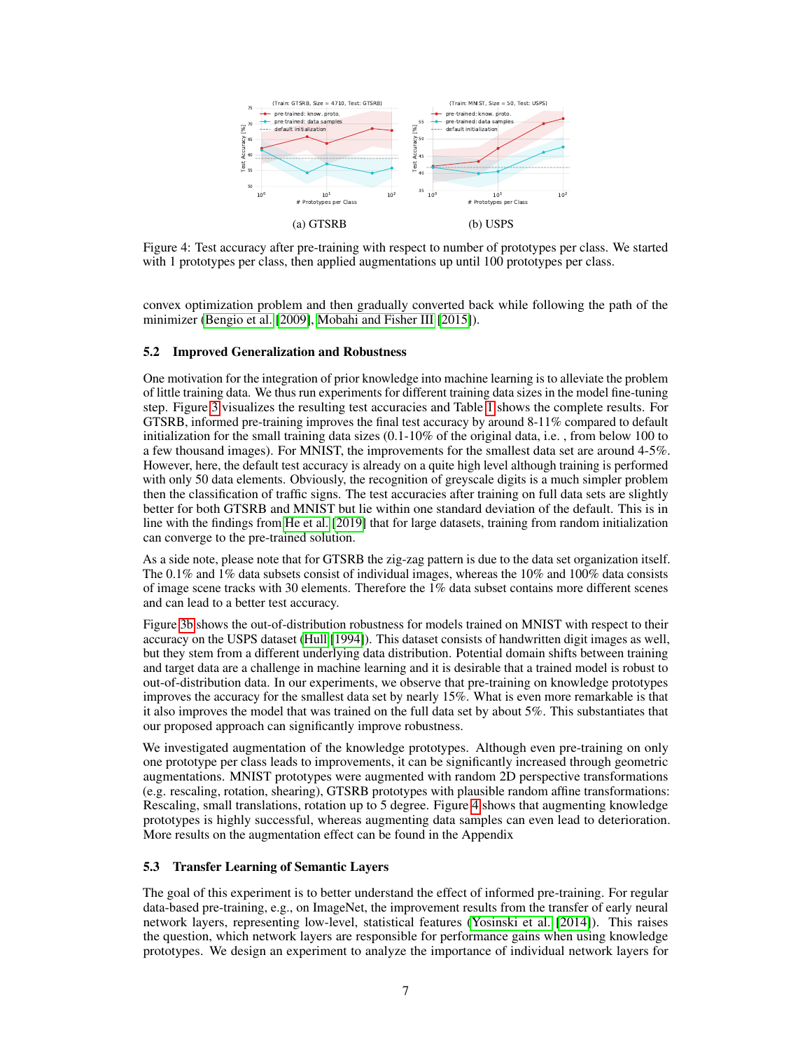(a) GTSRB

(b) USPS

Figure 4: Test accuracy after pre-training with respect to number of prototypes per class. We started with 1 prototypes per class, then applied augmentations up until 100 prototypes per class.

convex optimization problem and then gradually converted back while following the path of the minimizer (Bengio et al. [2009], Mobahi and Fisher III [2015]).

### 5.2 Improved Generalization and Robustness

One motivation for the integration of prior knowledge into machine learning is to alleviate the problem of little training data. We thus run experiments for different training data sizes in the model fine-tuning step. Figure 3 visualizes the resulting test accuracies and Table 1 shows the complete results. For GTSRB, informed pre-training improves the final test accuracy by around 8-11% compared to default initialization for the small training data sizes (0.1-10% of the original data, i.e. , from below 100 to a few thousand images). For MNIST, the improvements for the smallest data set are around 4-5%. However, here, the default test accuracy is already on a quite high level although training is performed with only 50 data elements. Obviously, the recognition of greyscale digits is a much simpler problem then the classification of traffic signs. The test accuracies after training on full data sets are slightly better for both GTSRB and MNIST but lie within one standard deviation of the default. This is in line with the findings from He et al. [2019] that for large datasets, training from random initialization can converge to the pre-trained solution.

As a side note, please note that for GTSRB the zig-zag pattern is due to the data set organization itself. The 0.1% and 1% data subsets consist of individual images, whereas the 10% and 100% data consists of image scene tracks with 30 elements. Therefore the 1% data subset contains more different scenes and can lead to a better test accuracy.

Figure 3b shows the out-of-distribution robustness for models trained on MNIST with respect to their accuracy on the USPS dataset (Hull [1994]). This dataset consists of handwritten digit images as well, but they stem from a different underlying data distribution. Potential domain shifts between training and target data are a challenge in machine learning and it is desirable that a trained model is robust to out-of-distribution data. In our experiments, we observe that pre-training on knowledge prototypes improves the accuracy for the smallest data set by nearly 15%. What is even more remarkable is that it also improves the model that was trained on the full data set by about 5%. This substantiates that our proposed approach can significantly improve robustness.

We investigated augmentation of the knowledge prototypes. Although even pre-training on only one prototype per class leads to improvements, it can be significantly increased through geometric augmentations. MNIST prototypes were augmented with random 2D perspective transformations (e.g. rescaling, rotation, shearing), GTSRB prototypes with plausible random affine transformations: Rescaling, small translations, rotation up to 5 degree. Figure 4 shows that augmenting knowledge prototypes is highly successful, whereas augmenting data samples can even lead to deterioration. More results on the augmentation effect can be found in the Appendix

### 5.3 Transfer Learning of Semantic Layers

The goal of this experiment is to better understand the effect of informed pre-training. For regular data-based pre-training, e.g., on ImageNet, the improvement results from the transfer of early neural network layers, representing low-level, statistical features (Yosinski et al. [2014]). This raises the question, which network layers are responsible for performance gains when using knowledge prototypes. We design an experiment to analyze the importance of individual network layers for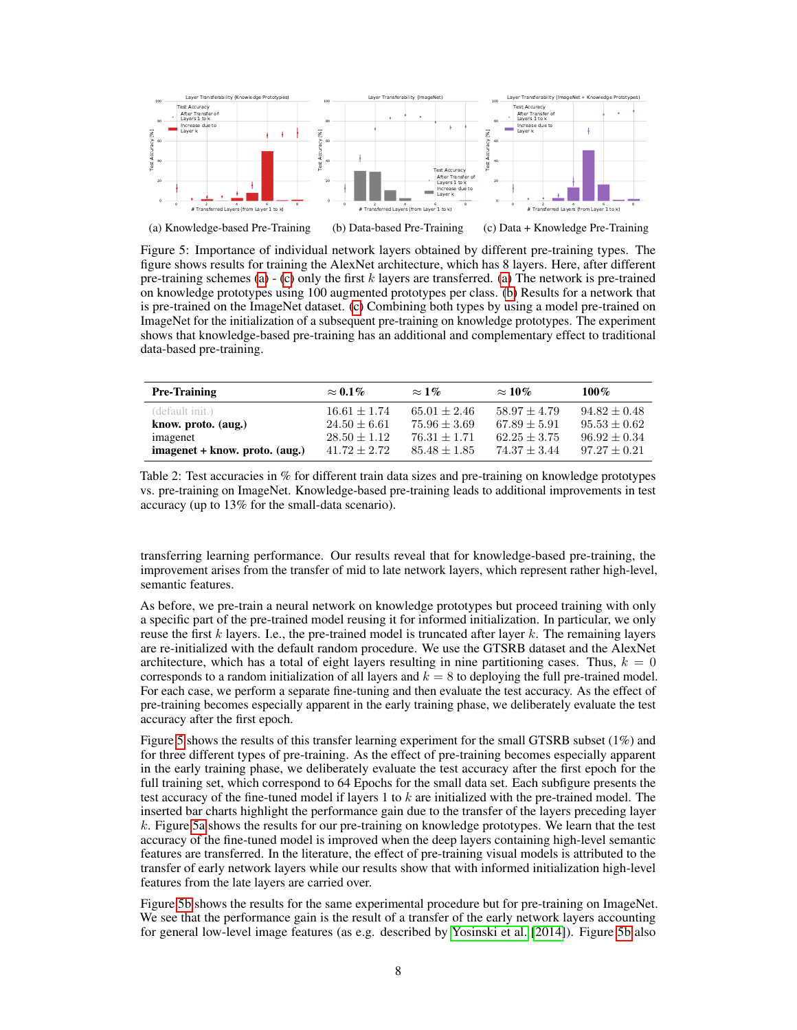(a) Knowledge-based Pre-Training (b) Data-based Pre-Training (c) Data + Knowledge Pre-Training

Figure 5: Importance of individual network layers obtained by different pre-training types. The figure shows results for training the AlexNet architecture, which has 8 layers. Here, after different pre-training schemes (a) - (c) only the first $k$ layers are transferred. (a) The network is pre-trained on knowledge prototypes using 100 augmented prototypes per class. (b) Results for a network that is pre-trained on the ImageNet dataset. (c) Combining both types by using a model pre-trained on ImageNet for the initialization of a subsequent pre-training on knowledge prototypes. The experiment shows that knowledge-based pre-training has an additional and complementary effect to traditional data-based pre-training.

| **Pre-Training** | $\approx$ **0.1%** | $\approx$ **1%** | $\approx$ **10%** | **100%** |
|---|---|---|---|---|
| (default init.) | $16.61 \pm 1.74$ | $65.01 \pm 2.46$ | $58.97 \pm 4.79$ | $94.82 \pm 0.48$ |
| **know. proto. (aug.)** | $24.50 \pm 6.61$ | $75.96 \pm 3.69$ | $67.89 \pm 5.91$ | $95.53 \pm 0.62$ |
| imagenet | $28.50 \pm 1.12$ | $76.31 \pm 1.71$ | $62.25 \pm 3.75$ | $96.92 \pm 0.34$ |
| **imagenet + know. proto. (aug.)** | $41.72 \pm 2.72$ | $85.48 \pm 1.85$ | $74.37 \pm 3.44$ | $97.27 \pm 0.21$ |

Table 2: Test accuracies in % for different train data sizes and pre-training on knowledge prototypes vs. pre-training on ImageNet. Knowledge-based pre-training leads to additional improvements in test accuracy (up to 13% for the small-data scenario).

transferring learning performance. Our results reveal that for knowledge-based pre-training, the improvement arises from the transfer of mid to late network layers, which represent rather high-level, semantic features.

As before, we pre-train a neural network on knowledge prototypes but proceed training with only a specific part of the pre-trained model reusing it for informed initialization. In particular, we only reuse the first $k$ layers. I.e., the pre-trained model is truncated after layer $k$. The remaining layers are re-initialized with the default random procedure. We use the GTSRB dataset and the AlexNet architecture, which has a total of eight layers resulting in nine partitioning cases. Thus, $k = 0$ corresponds to a random initialization of all layers and $k = 8$ to deploying the full pre-trained model. For each case, we perform a separate fine-tuning and then evaluate the test accuracy. As the effect of pre-training becomes especially apparent in the early training phase, we deliberately evaluate the test accuracy after the first epoch.

Figure 5 shows the results of this transfer learning experiment for the small GTSRB subset (1%) and for three different types of pre-training. As the effect of pre-training becomes especially apparent in the early training phase, we deliberately evaluate the test accuracy after the first epoch for the full training set, which correspond to 64 Epochs for the small data set. Each subfigure presents the test accuracy of the fine-tuned model if layers 1 to $k$ are initialized with the pre-trained model. The inserted bar charts highlight the performance gain due to the transfer of the layers preceding layer $k$. Figure 5a shows the results for our pre-training on knowledge prototypes. We learn that the test accuracy of the fine-tuned model is improved when the deep layers containing high-level semantic features are transferred. In the literature, the effect of pre-training visual models is attributed to the transfer of early network layers while our results show that with informed initialization high-level features from the late layers are carried over.

Figure 5b shows the results for the same experimental procedure but for pre-training on ImageNet. We see that the performance gain is the result of a transfer of the early network layers accounting for general low-level image features (as e.g. described by Yosinski et al. [2014]). Figure 5b also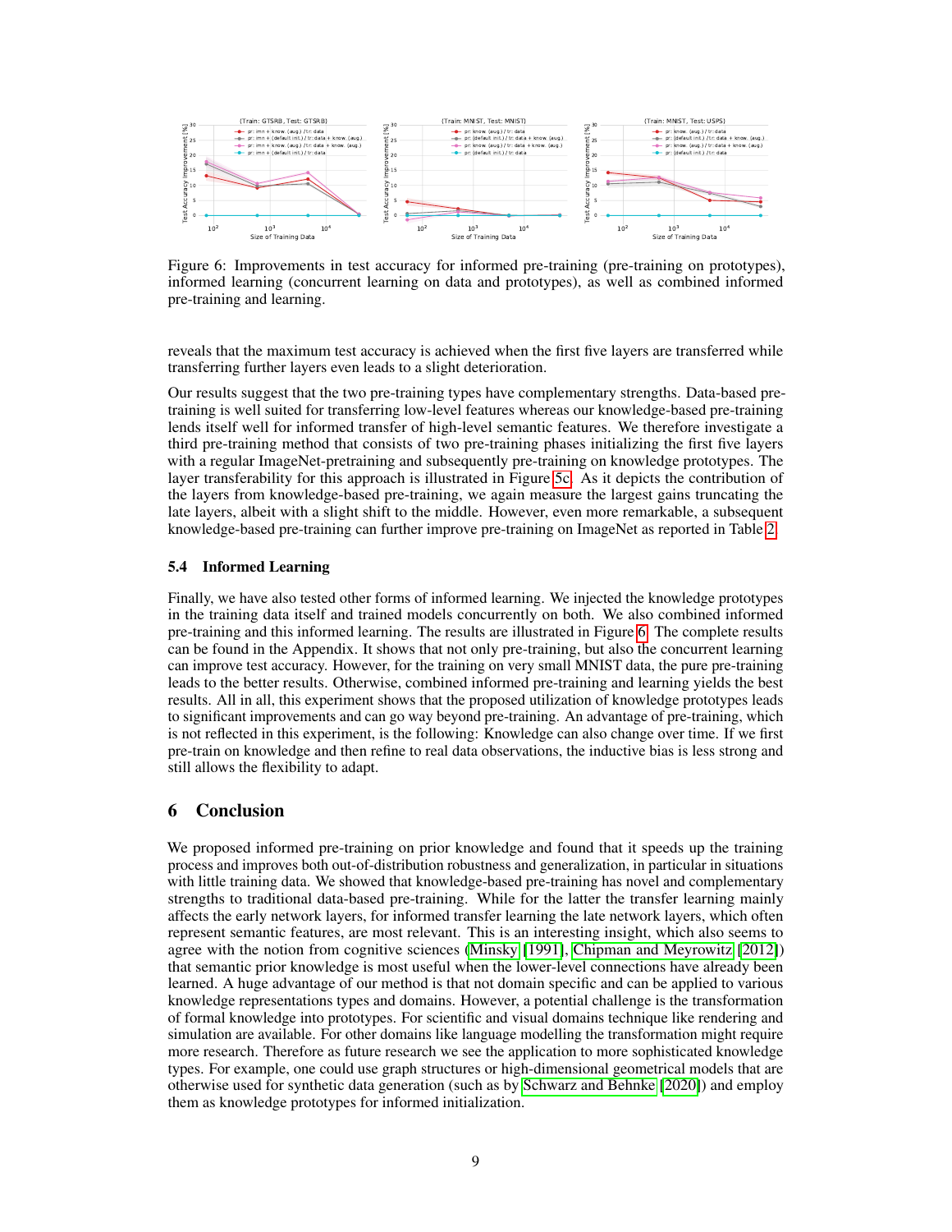Figure 6: Improvements in test accuracy for informed pre-training (pre-training on prototypes), informed learning (concurrent learning on data and prototypes), as well as combined informed pre-training and learning.

reveals that the maximum test accuracy is achieved when the first five layers are transferred while transferring further layers even leads to a slight deterioration.

Our results suggest that the two pre-training types have complementary strengths. Data-based pre-training is well suited for transferring low-level features whereas our knowledge-based pre-training lends itself well for informed transfer of high-level semantic features. We therefore investigate a third pre-training method that consists of two pre-training phases initializing the first five layers with a regular ImageNet-pretraining and subsequently pre-training on knowledge prototypes. The layer transferability for this approach is illustrated in Figure 5c. As it depicts the contribution of the layers from knowledge-based pre-training, we again measure the largest gains truncating the late layers, albeit with a slight shift to the middle. However, even more remarkable, a subsequent knowledge-based pre-training can further improve pre-training on ImageNet as reported in Table 2.

### 5.4 Informed Learning

Finally, we have also tested other forms of informed learning. We injected the knowledge prototypes in the training data itself and trained models concurrently on both. We also combined informed pre-training and this informed learning. The results are illustrated in Figure 6. The complete results can be found in the Appendix. It shows that not only pre-training, but also the concurrent learning can improve test accuracy. However, for the training on very small MNIST data, the pure pre-training leads to the better results. Otherwise, combined informed pre-training and learning yields the best results. All in all, this experiment shows that the proposed utilization of knowledge prototypes leads to significant improvements and can go way beyond pre-training. An advantage of pre-training, which is not reflected in this experiment, is the following: Knowledge can also change over time. If we first pre-train on knowledge and then refine to real data observations, the inductive bias is less strong and still allows the flexibility to adapt.

## 6 Conclusion

We proposed informed pre-training on prior knowledge and found that it speeds up the training process and improves both out-of-distribution robustness and generalization, in particular in situations with little training data. We showed that knowledge-based pre-training has novel and complementary strengths to traditional data-based pre-training. While for the latter the transfer learning mainly affects the early network layers, for informed transfer learning the late network layers, which often represent semantic features, are most relevant. This is an interesting insight, which also seems to agree with the notion from cognitive sciences (Minsky [1991], Chipman and Meyrowitz [2012]) that semantic prior knowledge is most useful when the lower-level connections have already been learned. A huge advantage of our method is that not domain specific and can be applied to various knowledge representations types and domains. However, a potential challenge is the transformation of formal knowledge into prototypes. For scientific and visual domains technique like rendering and simulation are available. For other domains like language modelling the transformation might require more research. Therefore as future research we see the application to more sophisticated knowledge types. For example, one could use graph structures or high-dimensional geometrical models that are otherwise used for synthetic data generation (such as by Schwarz and Behnke [2020]) and employ them as knowledge prototypes for informed initialization.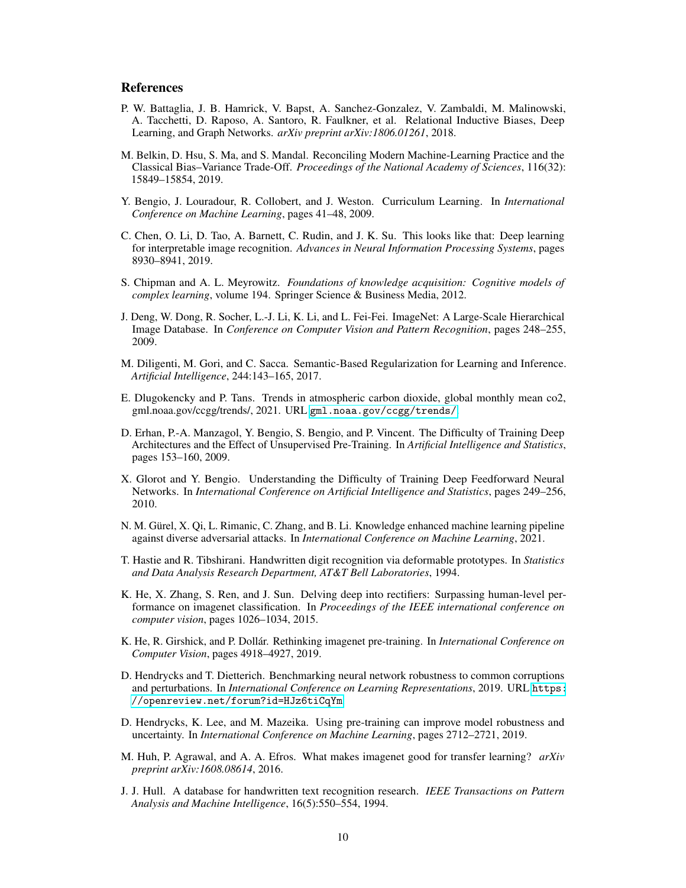## References

P. W. Battaglia, J. B. Hamrick, V. Bapst, A. Sanchez-Gonzalez, V. Zambaldi, M. Malinowski, A. Tacchetti, D. Raposo, A. Santoro, R. Faulkner, et al. Relational Inductive Biases, Deep Learning, and Graph Networks. *arXiv preprint arXiv:1806.01261*, 2018.

M. Belkin, D. Hsu, S. Ma, and S. Mandal. Reconciling Modern Machine-Learning Practice and the Classical Bias–Variance Trade-Off. *Proceedings of the National Academy of Sciences*, 116(32): 15849–15854, 2019.

Y. Bengio, J. Louradour, R. Collobert, and J. Weston. Curriculum Learning. In *International Conference on Machine Learning*, pages 41–48, 2009.

C. Chen, O. Li, D. Tao, A. Barnett, C. Rudin, and J. K. Su. This looks like that: Deep learning for interpretable image recognition. *Advances in Neural Information Processing Systems*, pages 8930–8941, 2019.

S. Chipman and A. L. Meyrowitz. *Foundations of knowledge acquisition: Cognitive models of complex learning*, volume 194. Springer Science & Business Media, 2012.

J. Deng, W. Dong, R. Socher, L.-J. Li, K. Li, and L. Fei-Fei. ImageNet: A Large-Scale Hierarchical Image Database. In *Conference on Computer Vision and Pattern Recognition*, pages 248–255, 2009.

M. Diligenti, M. Gori, and C. Sacca. Semantic-Based Regularization for Learning and Inference. *Artificial Intelligence*, 244:143–165, 2017.

E. Dlugokencky and P. Tans. Trends in atmospheric carbon dioxide, global monthly mean co2, gml.noaa.gov/ccgg/trends/, 2021. URL `gml.noaa.gov/ccgg/trends/`.

D. Erhan, P.-A. Manzagol, Y. Bengio, S. Bengio, and P. Vincent. The Difficulty of Training Deep Architectures and the Effect of Unsupervised Pre-Training. In *Artificial Intelligence and Statistics*, pages 153–160, 2009.

X. Glorot and Y. Bengio. Understanding the Difficulty of Training Deep Feedforward Neural Networks. In *International Conference on Artificial Intelligence and Statistics*, pages 249–256, 2010.

N. M. Gürel, X. Qi, L. Rimanic, C. Zhang, and B. Li. Knowledge enhanced machine learning pipeline against diverse adversarial attacks. In *International Conference on Machine Learning*, 2021.

T. Hastie and R. Tibshirani. Handwritten digit recognition via deformable prototypes. In *Statistics and Data Analysis Research Department, AT&T Bell Laboratories*, 1994.

K. He, X. Zhang, S. Ren, and J. Sun. Delving deep into rectifiers: Surpassing human-level performance on imagenet classification. In *Proceedings of the IEEE international conference on computer vision*, pages 1026–1034, 2015.

K. He, R. Girshick, and P. Dollár. Rethinking imagenet pre-training. In *International Conference on Computer Vision*, pages 4918–4927, 2019.

D. Hendrycks and T. Dietterich. Benchmarking neural network robustness to common corruptions and perturbations. In *International Conference on Learning Representations*, 2019. URL `https://openreview.net/forum?id=HJz6tiCqYm`.

D. Hendrycks, K. Lee, and M. Mazeika. Using pre-training can improve model robustness and uncertainty. In *International Conference on Machine Learning*, pages 2712–2721, 2019.

M. Huh, P. Agrawal, and A. A. Efros. What makes imagenet good for transfer learning? *arXiv preprint arXiv:1608.08614*, 2016.

J. J. Hull. A database for handwritten text recognition research. *IEEE Transactions on Pattern Analysis and Machine Intelligence*, 16(5):550–554, 1994.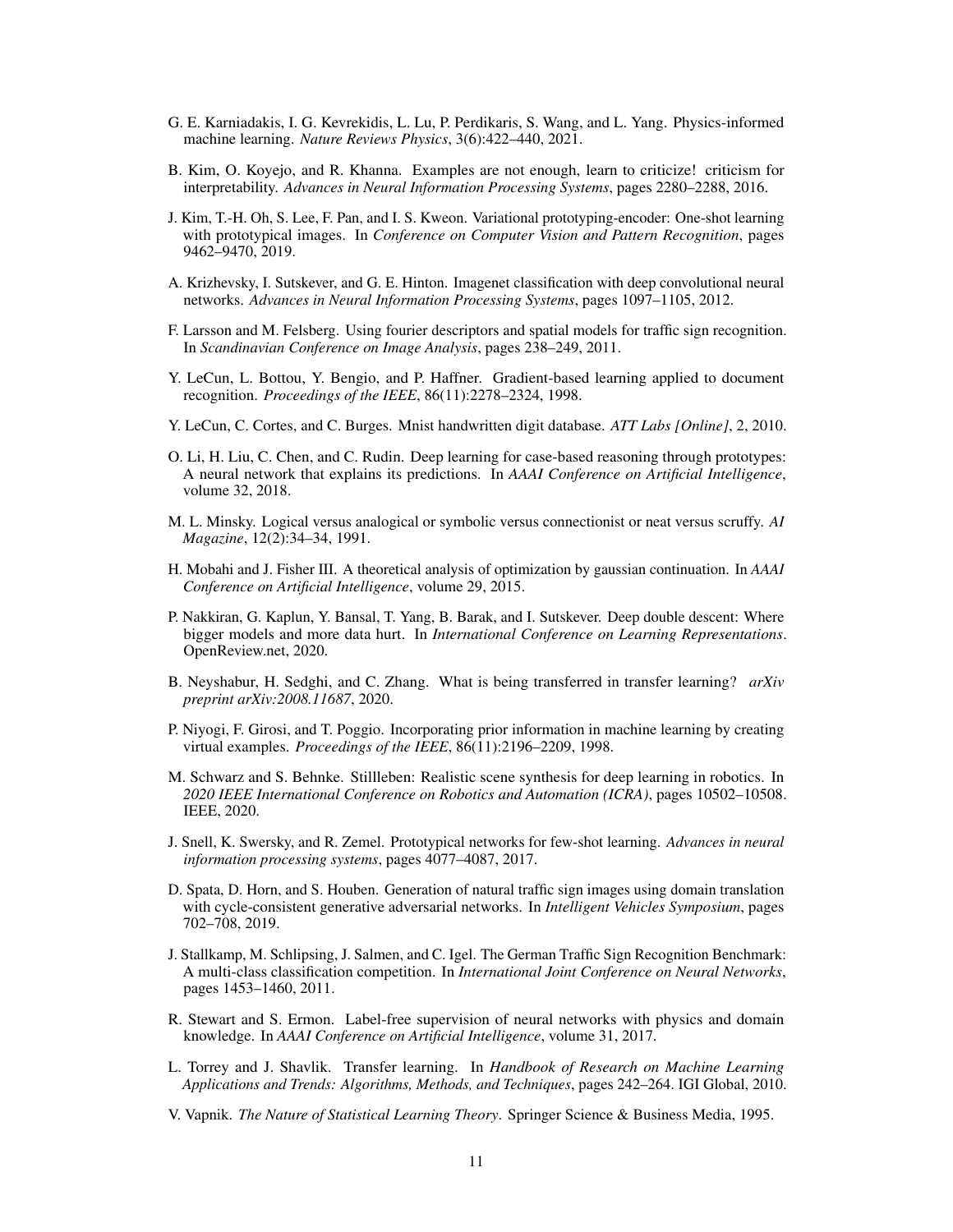G. E. Karniadakis, I. G. Kevrekidis, L. Lu, P. Perdikaris, S. Wang, and L. Yang. Physics-informed machine learning. *Nature Reviews Physics*, 3(6):422–440, 2021.

B. Kim, O. Koyejo, and R. Khanna. Examples are not enough, learn to criticize! criticism for interpretability. *Advances in Neural Information Processing Systems*, pages 2280–2288, 2016.

J. Kim, T.-H. Oh, S. Lee, F. Pan, and I. S. Kweon. Variational prototyping-encoder: One-shot learning with prototypical images. In *Conference on Computer Vision and Pattern Recognition*, pages 9462–9470, 2019.

A. Krizhevsky, I. Sutskever, and G. E. Hinton. Imagenet classification with deep convolutional neural networks. *Advances in Neural Information Processing Systems*, pages 1097–1105, 2012.

F. Larsson and M. Felsberg. Using fourier descriptors and spatial models for traffic sign recognition. In *Scandinavian Conference on Image Analysis*, pages 238–249, 2011.

Y. LeCun, L. Bottou, Y. Bengio, and P. Haffner. Gradient-based learning applied to document recognition. *Proceedings of the IEEE*, 86(11):2278–2324, 1998.

Y. LeCun, C. Cortes, and C. Burges. Mnist handwritten digit database. *ATT Labs [Online]*, 2, 2010.

O. Li, H. Liu, C. Chen, and C. Rudin. Deep learning for case-based reasoning through prototypes: A neural network that explains its predictions. In *AAAI Conference on Artificial Intelligence*, volume 32, 2018.

M. L. Minsky. Logical versus analogical or symbolic versus connectionist or neat versus scruffy. *AI Magazine*, 12(2):34–34, 1991.

H. Mobahi and J. Fisher III. A theoretical analysis of optimization by gaussian continuation. In *AAAI Conference on Artificial Intelligence*, volume 29, 2015.

P. Nakkiran, G. Kaplun, Y. Bansal, T. Yang, B. Barak, and I. Sutskever. Deep double descent: Where bigger models and more data hurt. In *International Conference on Learning Representations*. OpenReview.net, 2020.

B. Neyshabur, H. Sedghi, and C. Zhang. What is being transferred in transfer learning? *arXiv preprint arXiv:2008.11687*, 2020.

P. Niyogi, F. Girosi, and T. Poggio. Incorporating prior information in machine learning by creating virtual examples. *Proceedings of the IEEE*, 86(11):2196–2209, 1998.

M. Schwarz and S. Behnke. Stillleben: Realistic scene synthesis for deep learning in robotics. In *2020 IEEE International Conference on Robotics and Automation (ICRA)*, pages 10502–10508. IEEE, 2020.

J. Snell, K. Swersky, and R. Zemel. Prototypical networks for few-shot learning. *Advances in neural information processing systems*, pages 4077–4087, 2017.

D. Spata, D. Horn, and S. Houben. Generation of natural traffic sign images using domain translation with cycle-consistent generative adversarial networks. In *Intelligent Vehicles Symposium*, pages 702–708, 2019.

J. Stallkamp, M. Schlipsing, J. Salmen, and C. Igel. The German Traffic Sign Recognition Benchmark: A multi-class classification competition. In *International Joint Conference on Neural Networks*, pages 1453–1460, 2011.

R. Stewart and S. Ermon. Label-free supervision of neural networks with physics and domain knowledge. In *AAAI Conference on Artificial Intelligence*, volume 31, 2017.

L. Torrey and J. Shavlik. Transfer learning. In *Handbook of Research on Machine Learning Applications and Trends: Algorithms, Methods, and Techniques*, pages 242–264. IGI Global, 2010.

V. Vapnik. *The Nature of Statistical Learning Theory*. Springer Science & Business Media, 1995.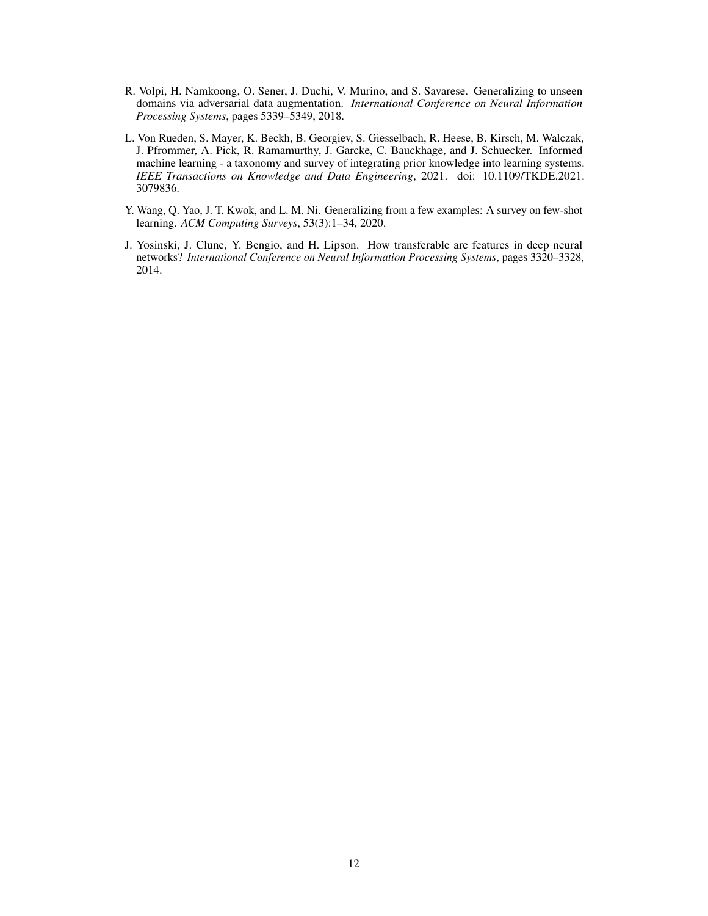R. Volpi, H. Namkoong, O. Sener, J. Duchi, V. Murino, and S. Savarese. Generalizing to unseen domains via adversarial data augmentation. *International Conference on Neural Information Processing Systems*, pages 5339–5349, 2018.

L. Von Rueden, S. Mayer, K. Beckh, B. Georgiev, S. Giesselbach, R. Heese, B. Kirsch, M. Walczak, J. Pfrommer, A. Pick, R. Ramamurthy, J. Garcke, C. Bauckhage, and J. Schuecker. Informed machine learning - a taxonomy and survey of integrating prior knowledge into learning systems. *IEEE Transactions on Knowledge and Data Engineering*, 2021. doi: 10.1109/TKDE.2021.3079836.

Y. Wang, Q. Yao, J. T. Kwok, and L. M. Ni. Generalizing from a few examples: A survey on few-shot learning. *ACM Computing Surveys*, 53(3):1–34, 2020.

J. Yosinski, J. Clune, Y. Bengio, and H. Lipson. How transferable are features in deep neural networks? *International Conference on Neural Information Processing Systems*, pages 3320–3328, 2014.